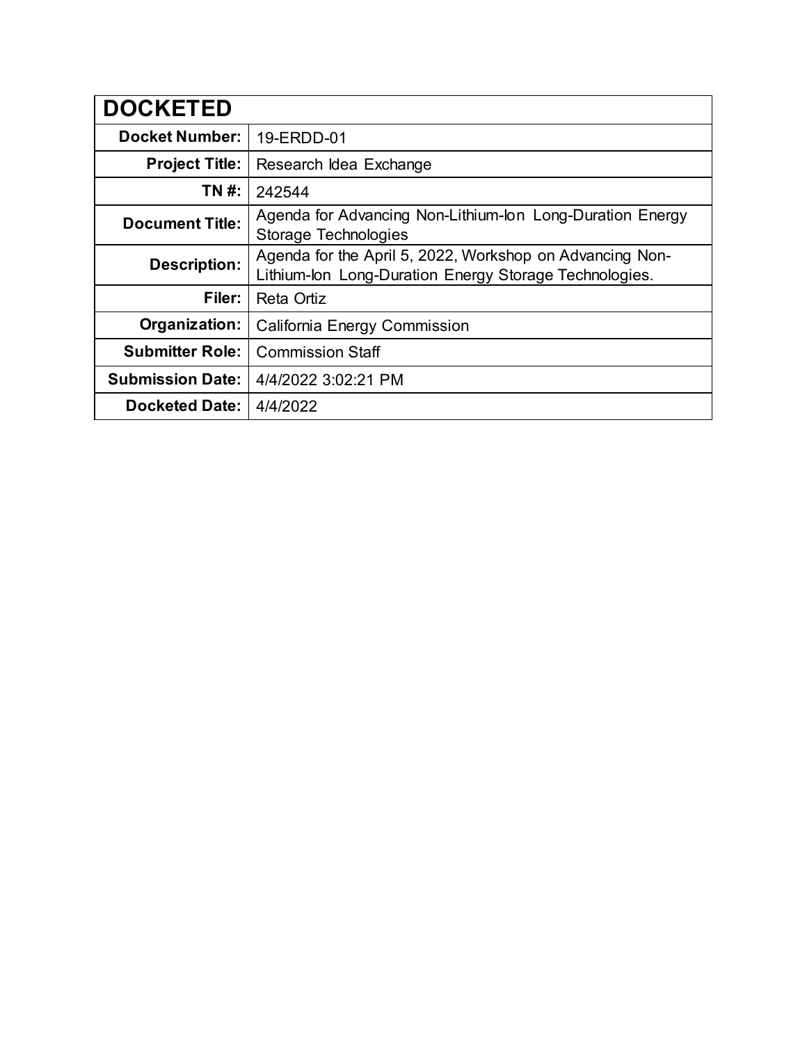| DOCKETED | |
|---|---|
| **Docket Number:** | 19-ERDD-01 |
| **Project Title:** | Research Idea Exchange |
| **TN #:** | 242544 |
| **Document Title:** | Agenda for Advancing Non-Lithium-Ion Long-Duration Energy Storage Technologies |
| **Description:** | Agenda for the April 5, 2022, Workshop on Advancing Non-Lithium-Ion Long-Duration Energy Storage Technologies. |
| **Filer:** | Reta Ortiz |
| **Organization:** | California Energy Commission |
| **Submitter Role:** | Commission Staff |
| **Submission Date:** | 4/4/2022 3:02:21 PM |
| **Docketed Date:** | 4/4/2022 |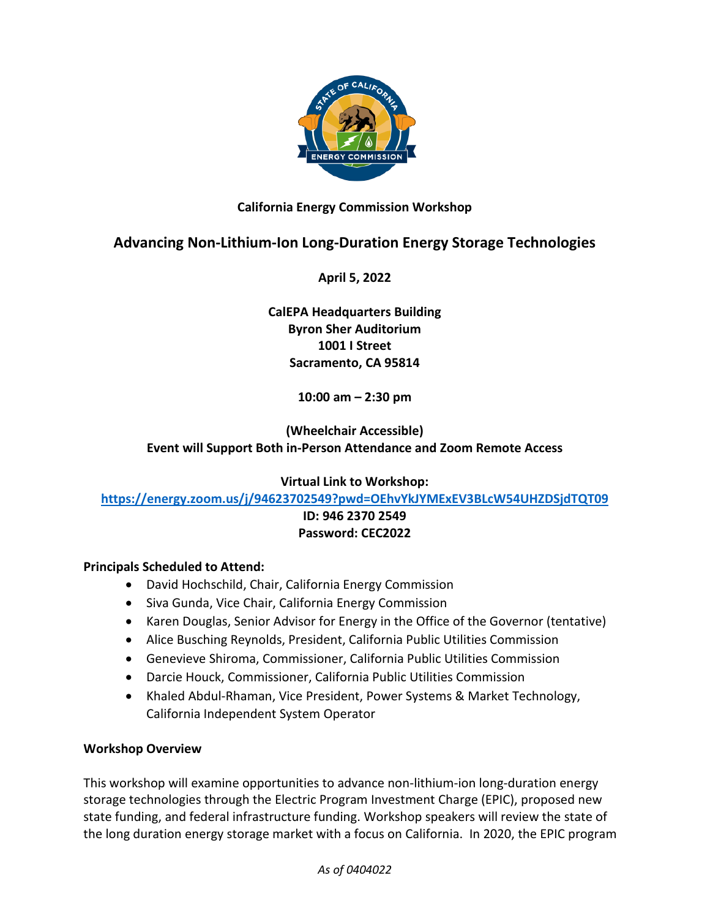**California Energy Commission Workshop**

# Advancing Non-Lithium-Ion Long-Duration Energy Storage Technologies

**April 5, 2022**

**CalEPA Headquarters Building**
**Byron Sher Auditorium**
**1001 I Street**
**Sacramento, CA 95814**

**10:00 am – 2:30 pm**

**(Wheelchair Accessible)**
**Event will Support Both in-Person Attendance and Zoom Remote Access**

**Virtual Link to Workshop:**
**https://energy.zoom.us/j/94623702549?pwd=OEhvYkJYMExEV3BLcW54UHZDSjdTQT09**
**ID: 946 2370 2549**
**Password: CEC2022**

**Principals Scheduled to Attend:**

- David Hochschild, Chair, California Energy Commission
- Siva Gunda, Vice Chair, California Energy Commission
- Karen Douglas, Senior Advisor for Energy in the Office of the Governor (tentative)
- Alice Busching Reynolds, President, California Public Utilities Commission
- Genevieve Shiroma, Commissioner, California Public Utilities Commission
- Darcie Houck, Commissioner, California Public Utilities Commission
- Khaled Abdul-Rhaman, Vice President, Power Systems & Market Technology, California Independent System Operator

**Workshop Overview**

This workshop will examine opportunities to advance non-lithium-ion long-duration energy storage technologies through the Electric Program Investment Charge (EPIC), proposed new state funding, and federal infrastructure funding. Workshop speakers will review the state of the long duration energy storage market with a focus on California. In 2020, the EPIC program

*As of 0404022*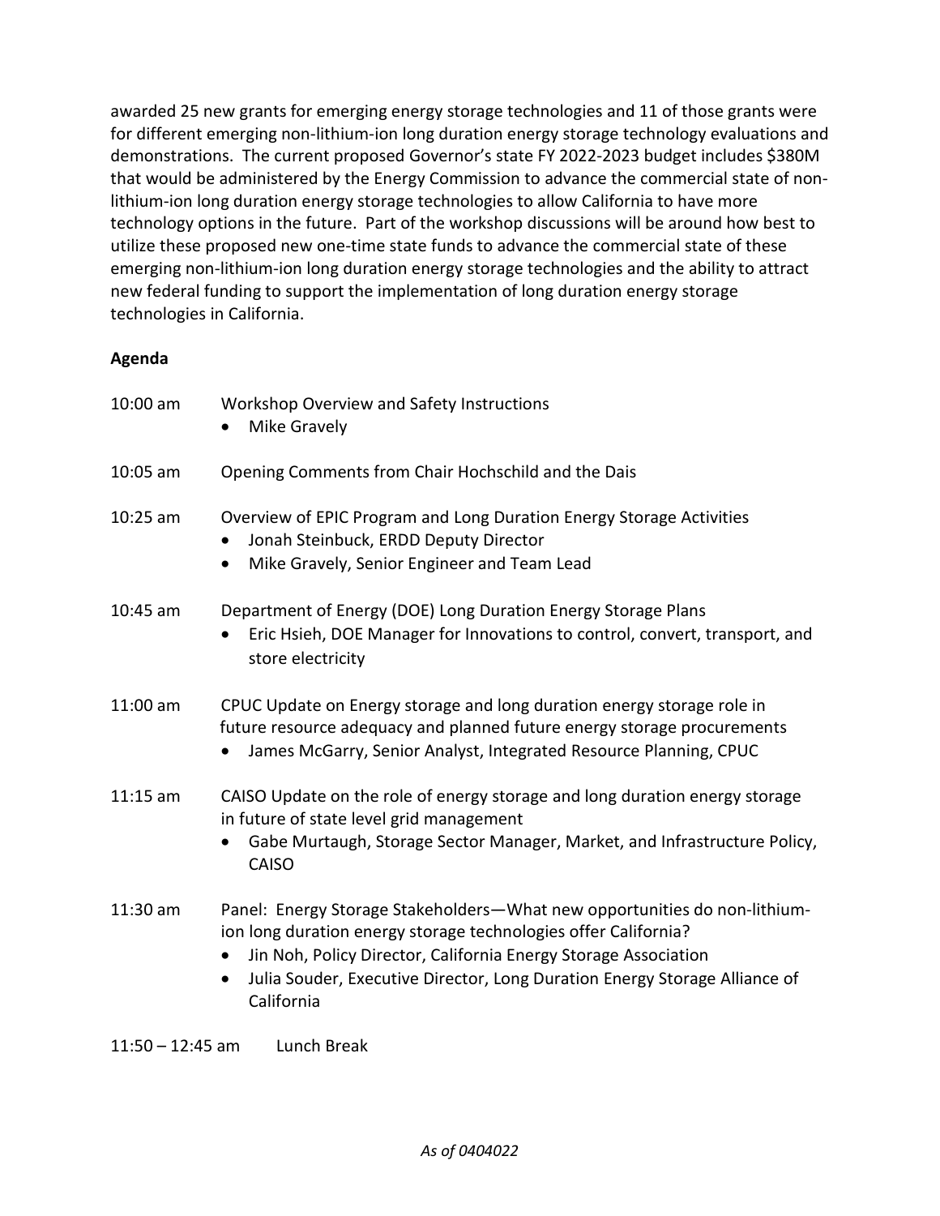awarded 25 new grants for emerging energy storage technologies and 11 of those grants were for different emerging non-lithium-ion long duration energy storage technology evaluations and demonstrations. The current proposed Governor's state FY 2022-2023 budget includes $380M that would be administered by the Energy Commission to advance the commercial state of non-lithium-ion long duration energy storage technologies to allow California to have more technology options in the future. Part of the workshop discussions will be around how best to utilize these proposed new one-time state funds to advance the commercial state of these emerging non-lithium-ion long duration energy storage technologies and the ability to attract new federal funding to support the implementation of long duration energy storage technologies in California.

**Agenda**

10:00 am — Workshop Overview and Safety Instructions
- Mike Gravely

10:05 am — Opening Comments from Chair Hochschild and the Dais

10:25 am — Overview of EPIC Program and Long Duration Energy Storage Activities
- Jonah Steinbuck, ERDD Deputy Director
- Mike Gravely, Senior Engineer and Team Lead

10:45 am — Department of Energy (DOE) Long Duration Energy Storage Plans
- Eric Hsieh, DOE Manager for Innovations to control, convert, transport, and store electricity

11:00 am — CPUC Update on Energy storage and long duration energy storage role in future resource adequacy and planned future energy storage procurements
- James McGarry, Senior Analyst, Integrated Resource Planning, CPUC

11:15 am — CAISO Update on the role of energy storage and long duration energy storage in future of state level grid management
- Gabe Murtaugh, Storage Sector Manager, Market, and Infrastructure Policy, CAISO

11:30 am — Panel: Energy Storage Stakeholders—What new opportunities do non-lithium-ion long duration energy storage technologies offer California?
- Jin Noh, Policy Director, California Energy Storage Association
- Julia Souder, Executive Director, Long Duration Energy Storage Alliance of California

11:50 – 12:45 am — Lunch Break

*As of 0404022*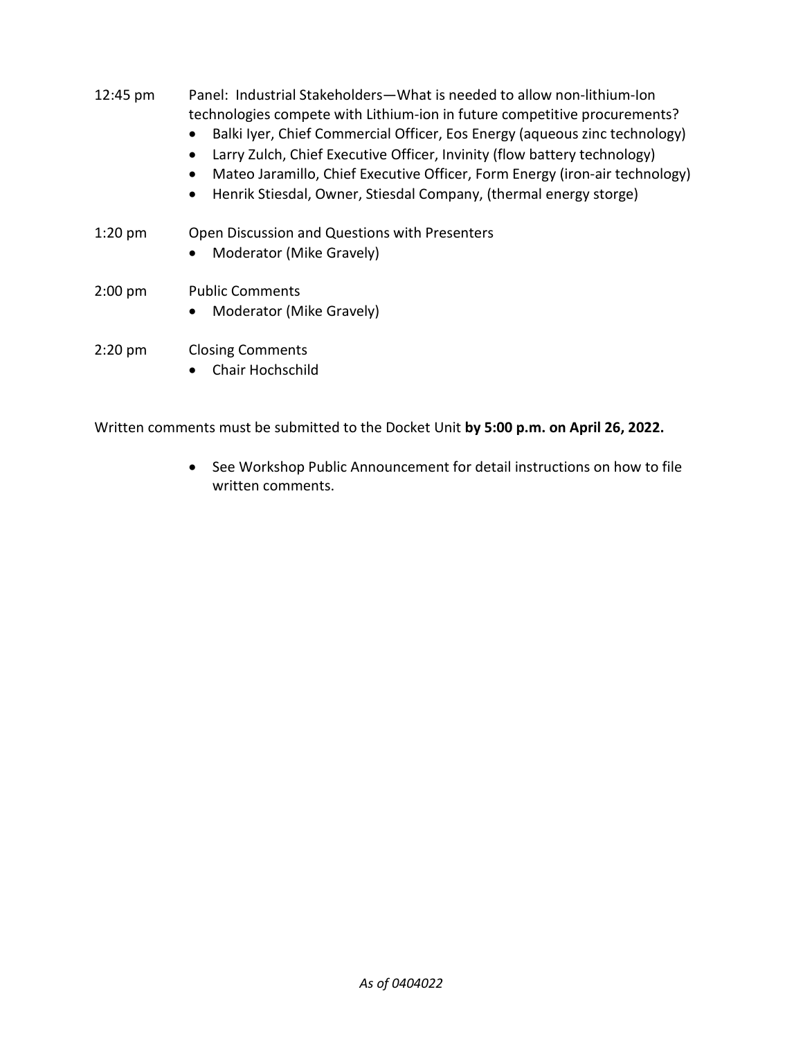12:45 pm Panel: Industrial Stakeholders—What is needed to allow non-lithium-Ion technologies compete with Lithium-ion in future competitive procurements?

- Balki Iyer, Chief Commercial Officer, Eos Energy (aqueous zinc technology)
- Larry Zulch, Chief Executive Officer, Invinity (flow battery technology)
- Mateo Jaramillo, Chief Executive Officer, Form Energy (iron-air technology)
- Henrik Stiesdal, Owner, Stiesdal Company, (thermal energy storge)

1:20 pm Open Discussion and Questions with Presenters

- Moderator (Mike Gravely)

2:00 pm Public Comments

- Moderator (Mike Gravely)

2:20 pm Closing Comments

- Chair Hochschild

Written comments must be submitted to the Docket Unit **by 5:00 p.m. on April 26, 2022.**

- See Workshop Public Announcement for detail instructions on how to file written comments.

*As of 0404022*